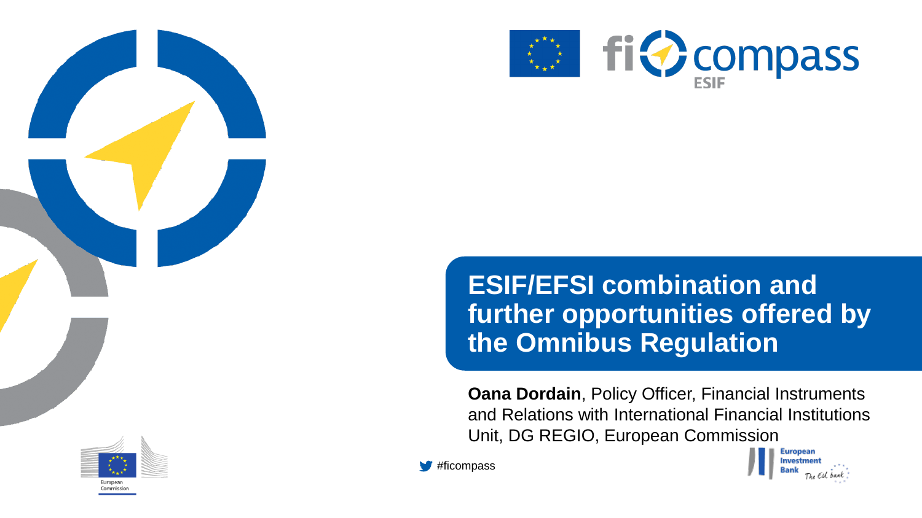# ESIF/EFSI combination and further opportunities offered by the Omnibus Regulation

**Oana Dordain**, Policy Officer, Financial Instruments and Relations with International Financial Institutions Unit, DG REGIO, European Commission

#ficompass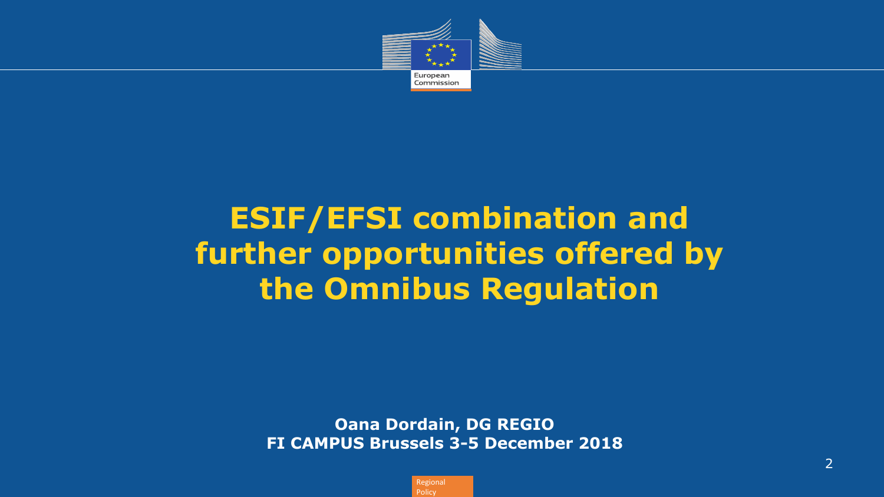# ESIF/EFSI combination and further opportunities offered by the Omnibus Regulation

**Oana Dordain, DG REGIO**
**FI CAMPUS Brussels 3-5 December 2018**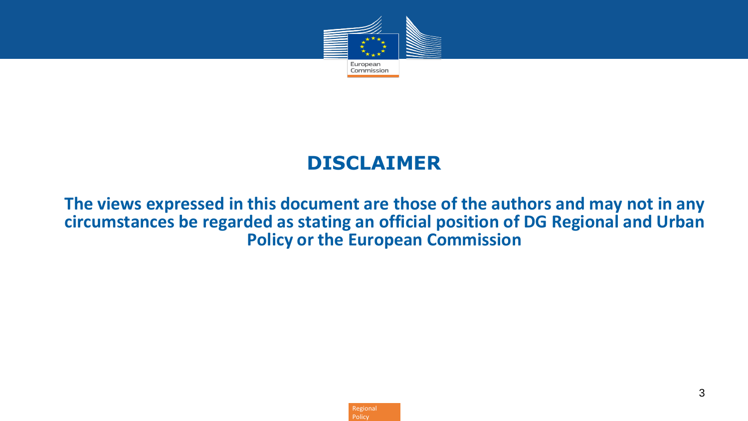# DISCLAIMER

**The views expressed in this document are those of the authors and may not in any circumstances be regarded as stating an official position of DG Regional and Urban Policy or the European Commission**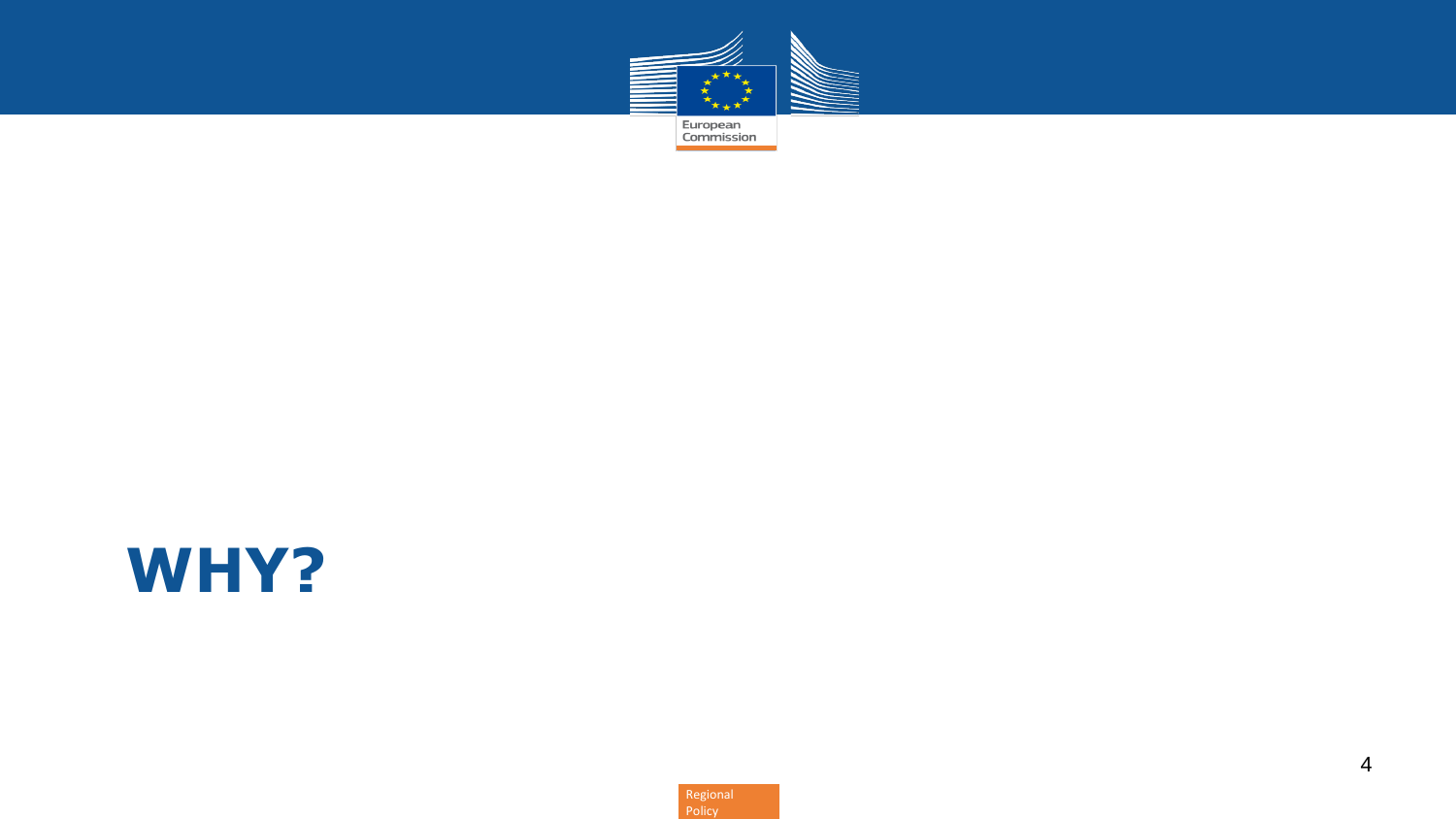# WHY?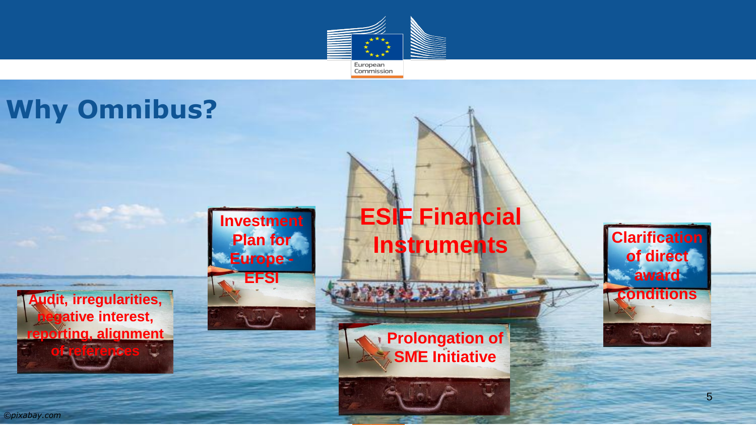# Why Omnibus?

- ESIF Financial Instruments
- Investment Plan for Europe - EFSI
- Audit, irregularities, negative interest, reporting, alignment of references
- Prolongation of SME Initiative
- Clarification of direct award conditions

*©pixabay.com*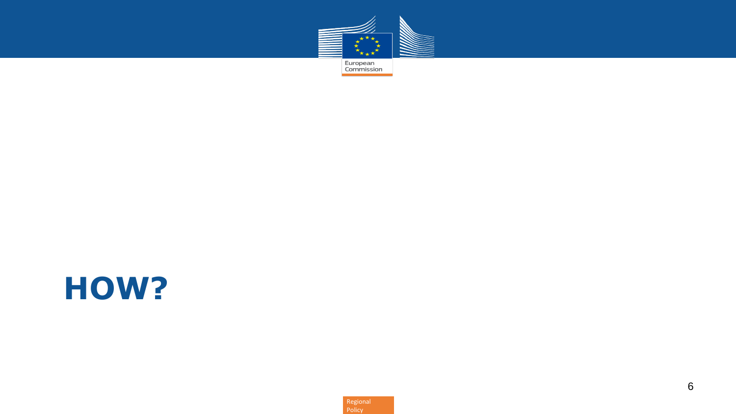# HOW?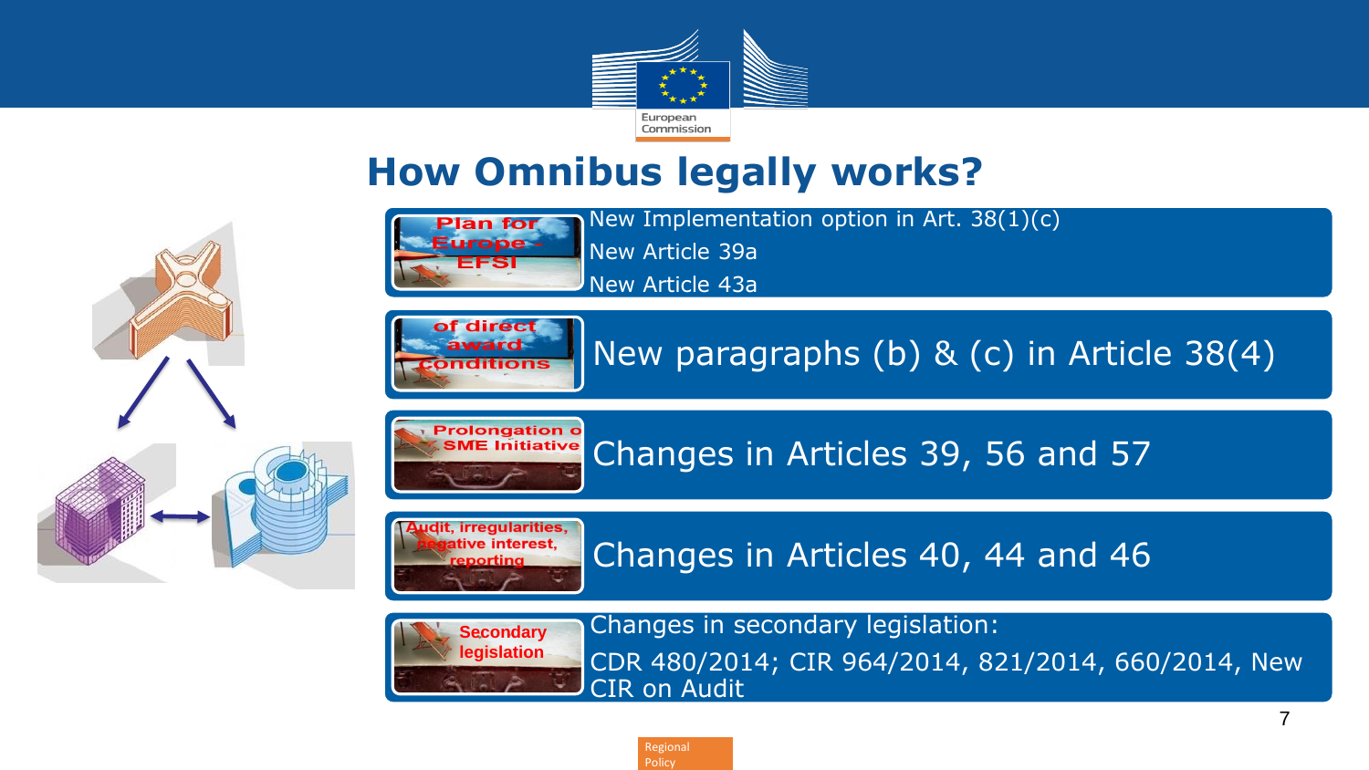# How Omnibus legally works?

| | |
|---|---|
| Plan for Europe - EFSI | New Implementation option in Art. 38(1)(c)<br>New Article 39a<br>New Article 43a |
| of direct award conditions | New paragraphs (b) & (c) in Article 38(4) |
| Prolongation o SME Initiative | Changes in Articles 39, 56 and 57 |
| Audit, irregularities, negative interest, reporting | Changes in Articles 40, 44 and 46 |
| Secondary legislation | Changes in secondary legislation:<br>CDR 480/2014; CIR 964/2014, 821/2014, 660/2014, New CIR on Audit |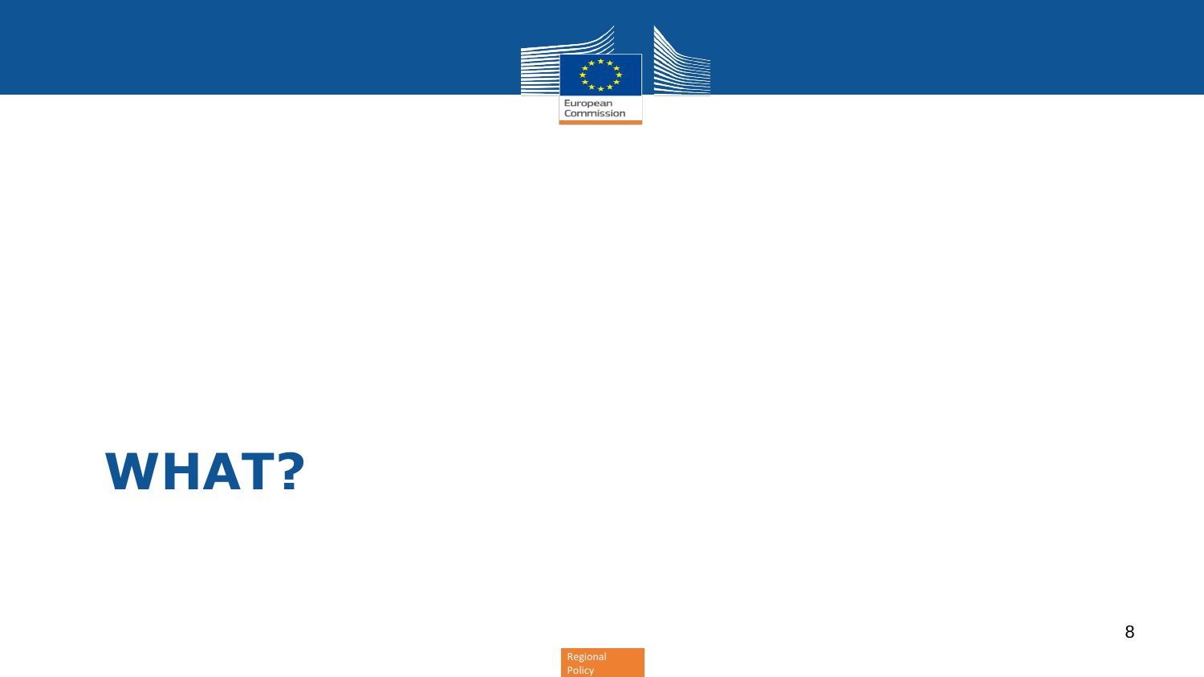# WHAT?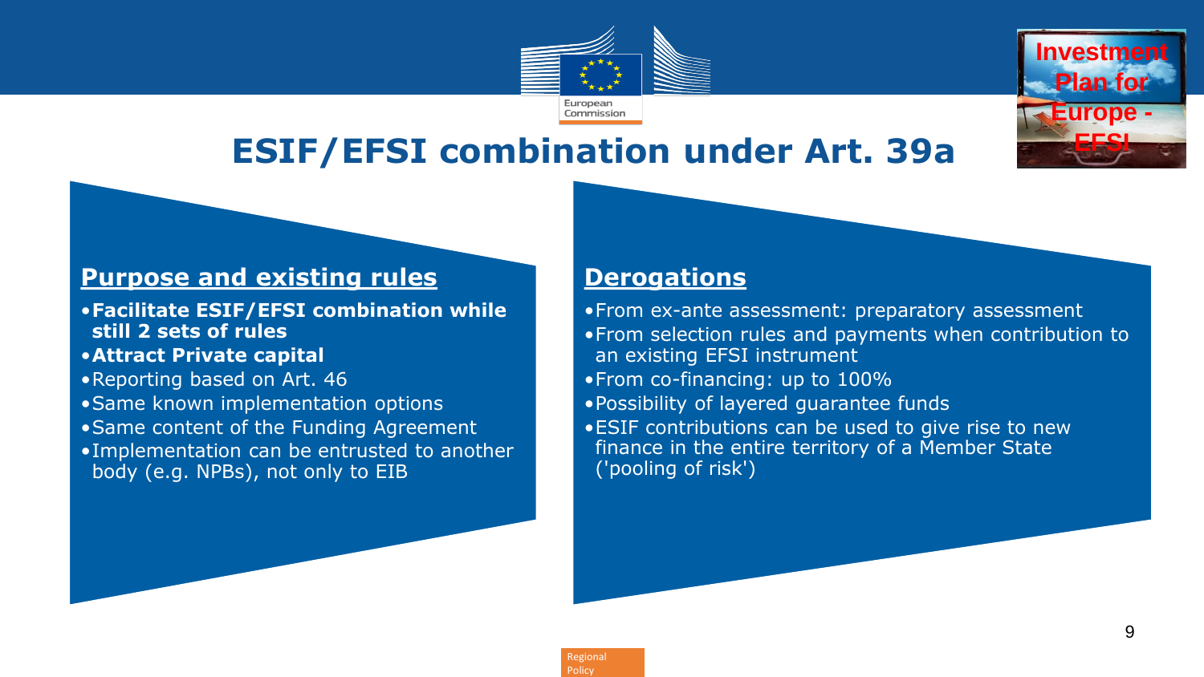# ESIF/EFSI combination under Art. 39a

## Purpose and existing rules

- **Facilitate ESIF/EFSI combination while still 2 sets of rules**
- **Attract Private capital**
- Reporting based on Art. 46
- Same known implementation options
- Same content of the Funding Agreement
- Implementation can be entrusted to another body (e.g. NPBs), not only to EIB

## Derogations

- From ex-ante assessment: preparatory assessment
- From selection rules and payments when contribution to an existing EFSI instrument
- From co-financing: up to 100%
- Possibility of layered guarantee funds
- ESIF contributions can be used to give rise to new finance in the entire territory of a Member State ('pooling of risk')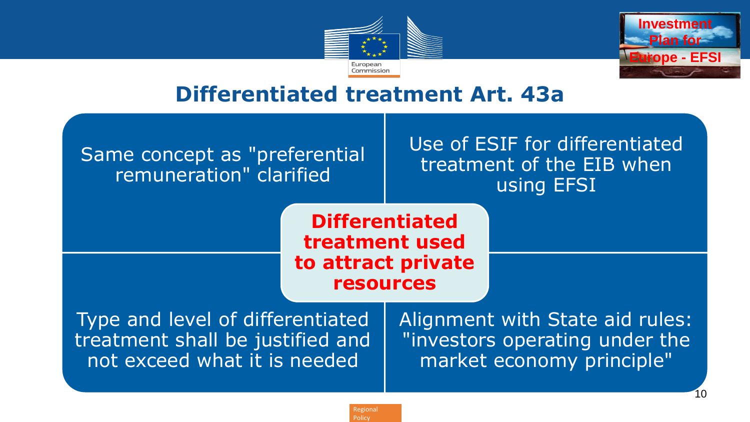## Differentiated treatment Art. 43a

Same concept as "preferential remuneration" clarified

Use of ESIF for differentiated treatment of the EIB when using EFSI

**Differentiated treatment used to attract private resources**

Type and level of differentiated treatment shall be justified and not exceed what it is needed

Alignment with State aid rules: "investors operating under the market economy principle"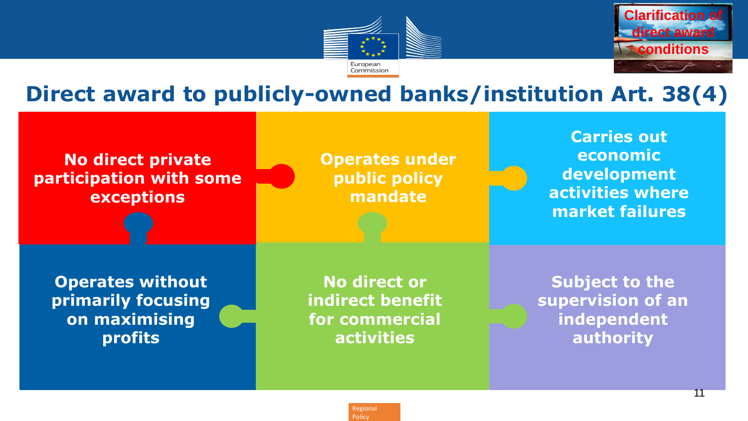Clarification of direct award conditions

# Direct award to publicly-owned banks/institution Art. 38(4)

- **No direct private participation with some exceptions**
- **Operates under public policy mandate**
- **Carries out economic development activities where market failures**
- **Operates without primarily focusing on maximising profits**
- **No direct or indirect benefit for commercial activities**
- **Subject to the supervision of an independent authority**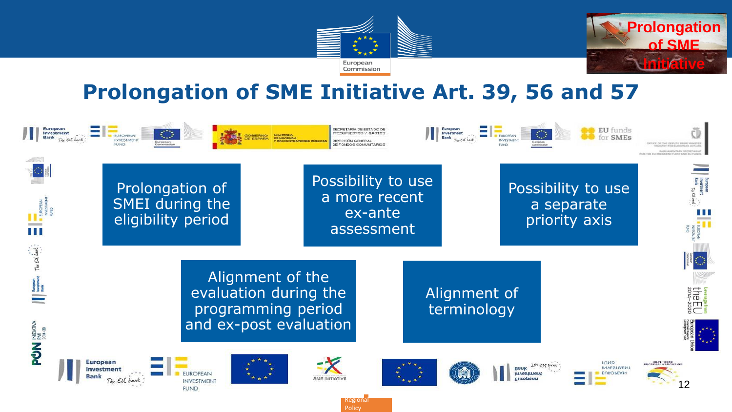# Prolongation of SME Initiative Art. 39, 56 and 57

- Prolongation of SMEI during the eligibility period
- Possibility to use a more recent ex-ante assessment
- Possibility to use a separate priority axis
- Alignment of the evaluation during the programming period and ex-post evaluation
- Alignment of terminology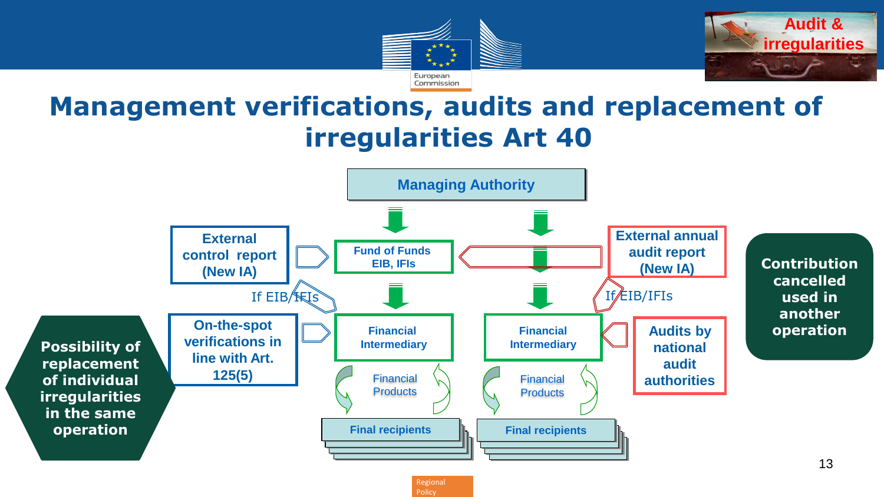# Management verifications, audits and replacement of irregularities Art 40

**Managing Authority**

**External control report (New IA)**

If EIB/IFIs

**Fund of Funds EIB, IFIs**

**External annual audit report (New IA)**

If EIB/IFIs

**On-the-spot verifications in line with Art. 125(5)**

**Financial Intermediary**

**Financial Intermediary**

**Audits by national audit authorities**

Financial Products

Financial Products

**Final recipients**

**Final recipients**

**Possibility of replacement of individual irregularities in the same operation**

**Contribution cancelled used in another operation**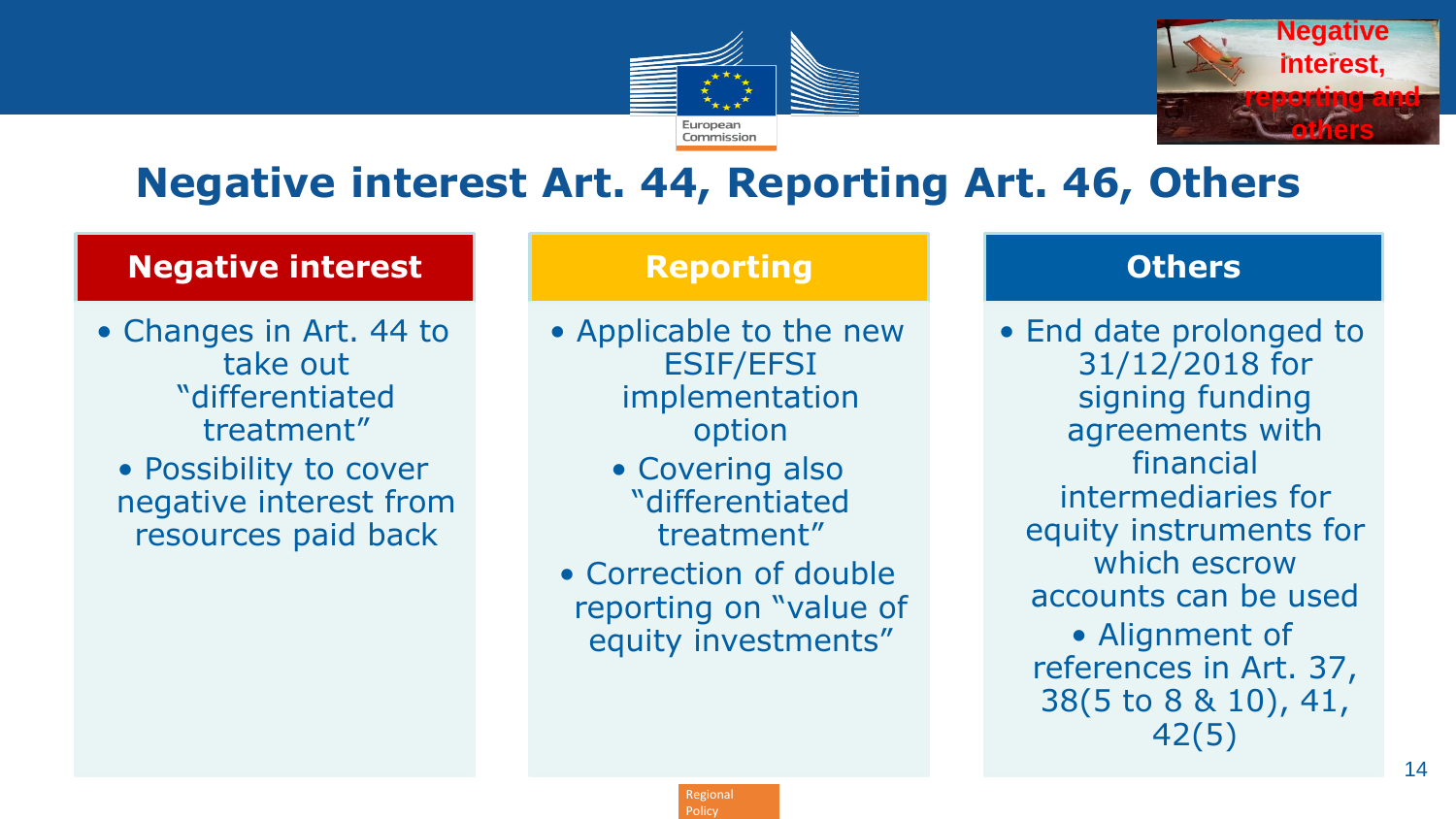# Negative interest Art. 44, Reporting Art. 46, Others

## Negative interest

- Changes in Art. 44 to take out "differentiated treatment"
- Possibility to cover negative interest from resources paid back

## Reporting

- Applicable to the new ESIF/EFSI implementation option
- Covering also "differentiated treatment"
- Correction of double reporting on "value of equity investments"

## Others

- End date prolonged to 31/12/2018 for signing funding agreements with financial intermediaries for equity instruments for which escrow accounts can be used
- Alignment of references in Art. 37, 38(5 to 8 & 10), 41, 42(5)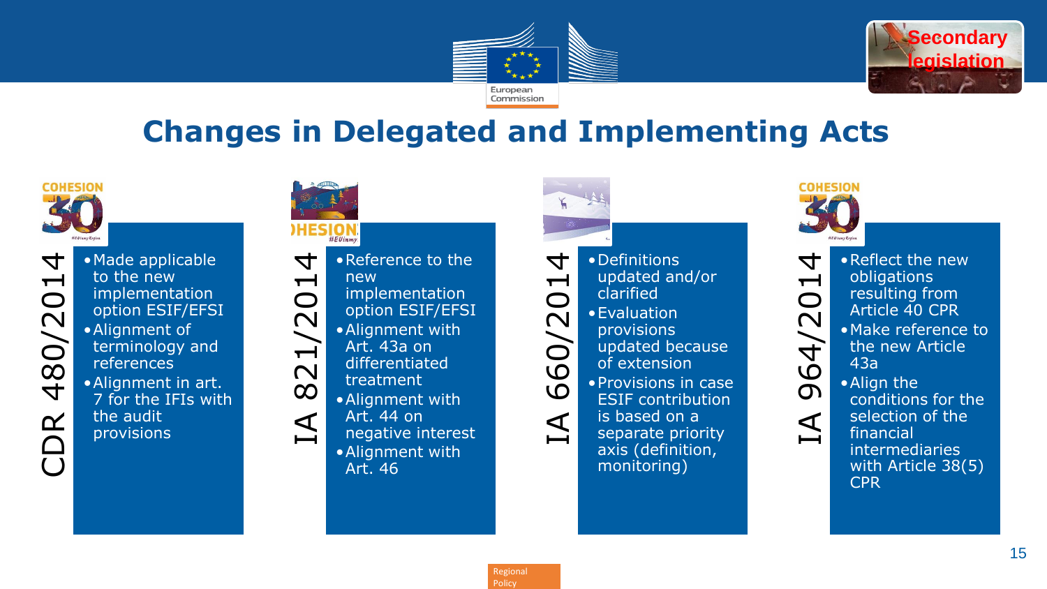# Changes in Delegated and Implementing Acts

## CDR 480/2014

- Made applicable to the new implementation option ESIF/EFSI
- Alignment of terminology and references
- Alignment in art. 7 for the IFIs with the audit provisions

## IA 821/2014

- Reference to the new implementation option ESIF/EFSI
- Alignment with Art. 43a on differentiated treatment
- Alignment with Art. 44 on negative interest
- Alignment with Art. 46

## IA 660/2014

- Definitions updated and/or clarified
- Evaluation provisions updated because of extension
- Provisions in case ESIF contribution is based on a separate priority axis (definition, monitoring)

## IA 964/2014

- Reflect the new obligations resulting from Article 40 CPR
- Make reference to the new Article 43a
- Align the conditions for the selection of the financial intermediaries with Article 38(5) CPR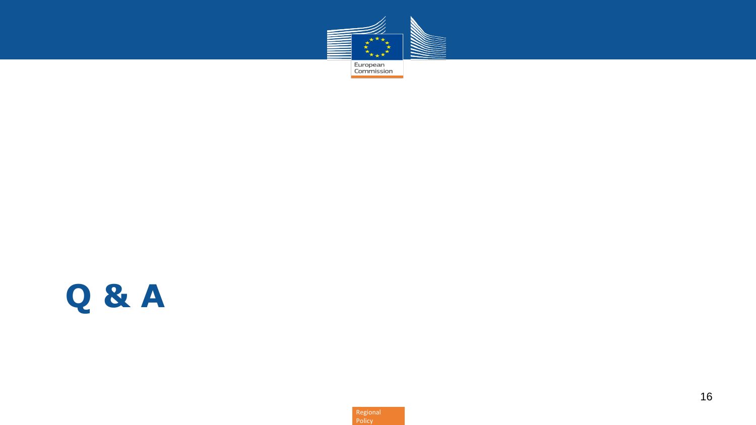# Q & A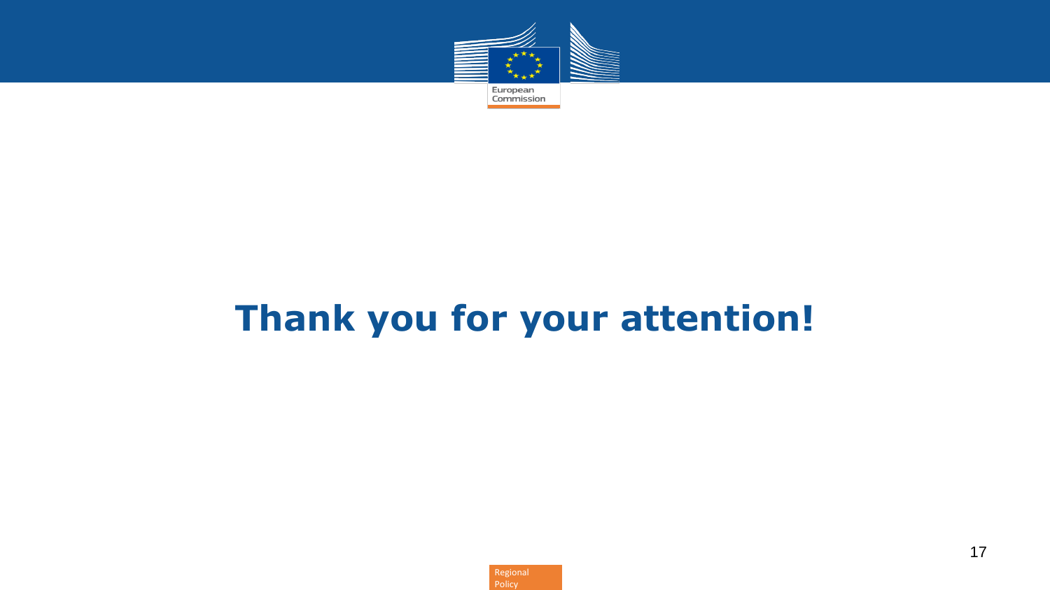# Thank you for your attention!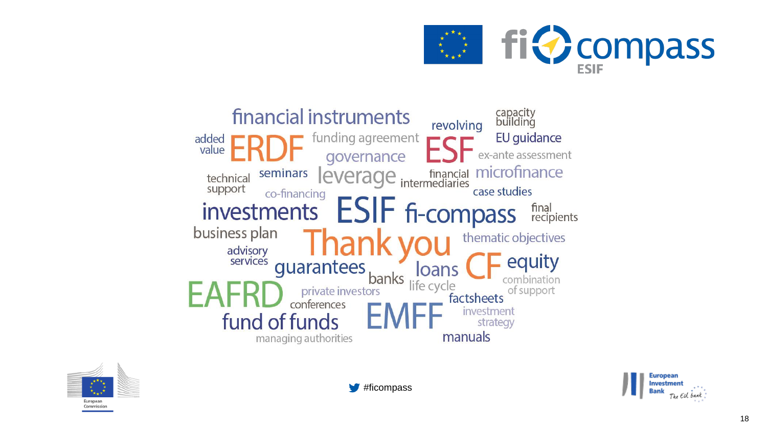fi compass ESIF

financial instruments
revolving
capacity building
added value
ERDF
funding agreement
governance
ESF
EU guidance
ex-ante assessment
technical support
seminars
leverage
financial intermediaries
microfinance
co-financing
case studies
investments
ESIF
fi-compass
final recipients
business plan
Thank you
thematic objectives
advisory services
guarantees
banks
loans
life cycle
CF
equity
combination of support
EAFRD
private investors
conferences
factsheets
fund of funds
EMFF
investment strategy
managing authorities
manuals

European Commission

#ficompass

European Investment Bank
The EU bank